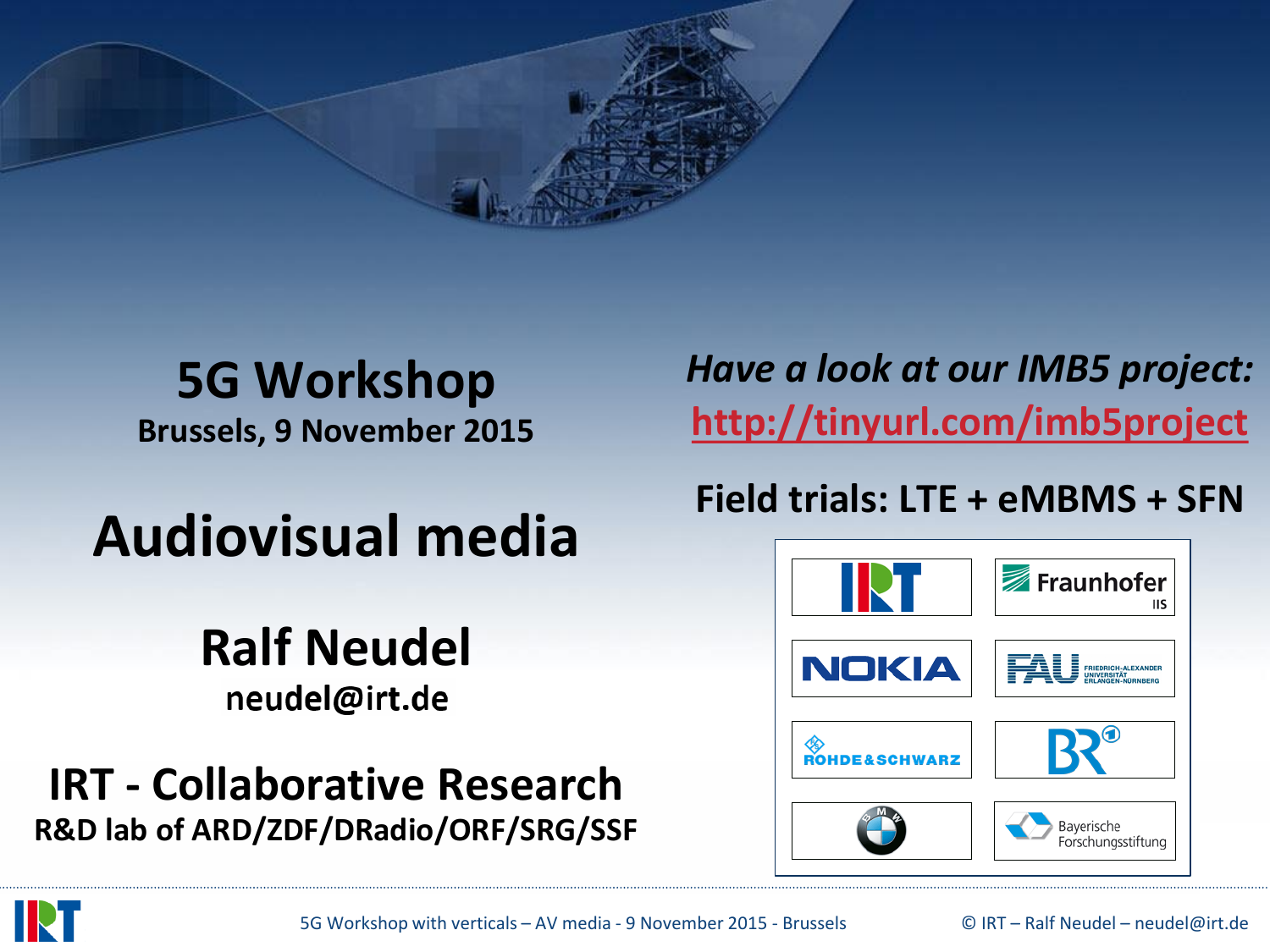# 5G Workshop

**Brussels, 9 November 2015**

# Audiovisual media

## Ralf Neudel

**neudel@irt.de**

## IRT - Collaborative Research

**R&D lab of ARD/ZDF/DRadio/ORF/SRG/SSF**

***Have a look at our IMB5 project:***

**http://tinyurl.com/imb5project**

## Field trials: LTE + eMBMS + SFN

- IRT
- Fraunhofer IIS
- NOKIA
- FAU Friedrich-Alexander Universität Erlangen-Nürnberg
- ROHDE&SCHWARZ
- BR
- BMW
- Bayerische Forschungsstiftung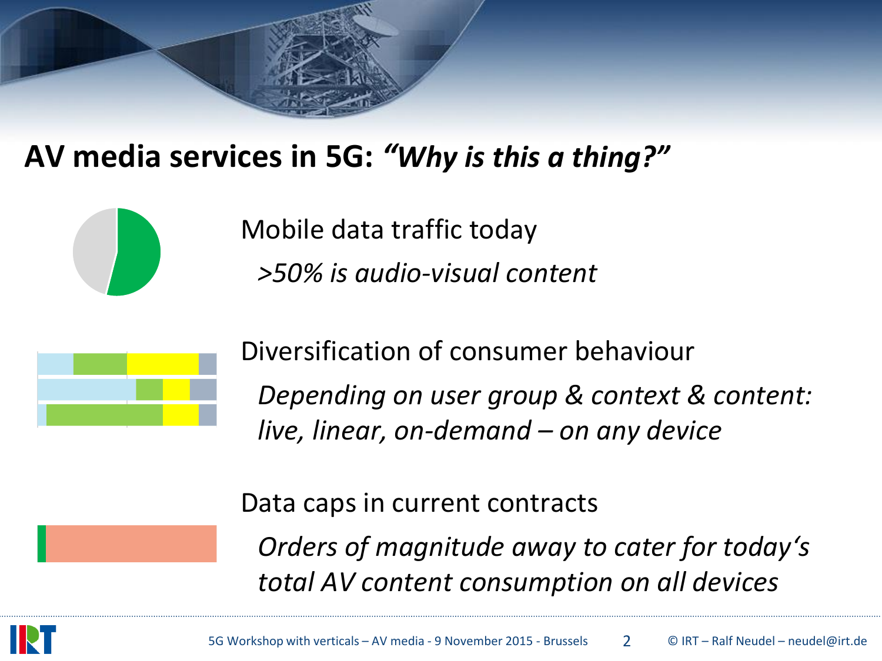## AV media services in 5G: *"Why is this a thing?"*

Mobile data traffic today

*>50% is audio-visual content*

Diversification of consumer behaviour

*Depending on user group & context & content: live, linear, on-demand – on any device*

Data caps in current contracts

*Orders of magnitude away to cater for today's total AV content consumption on all devices*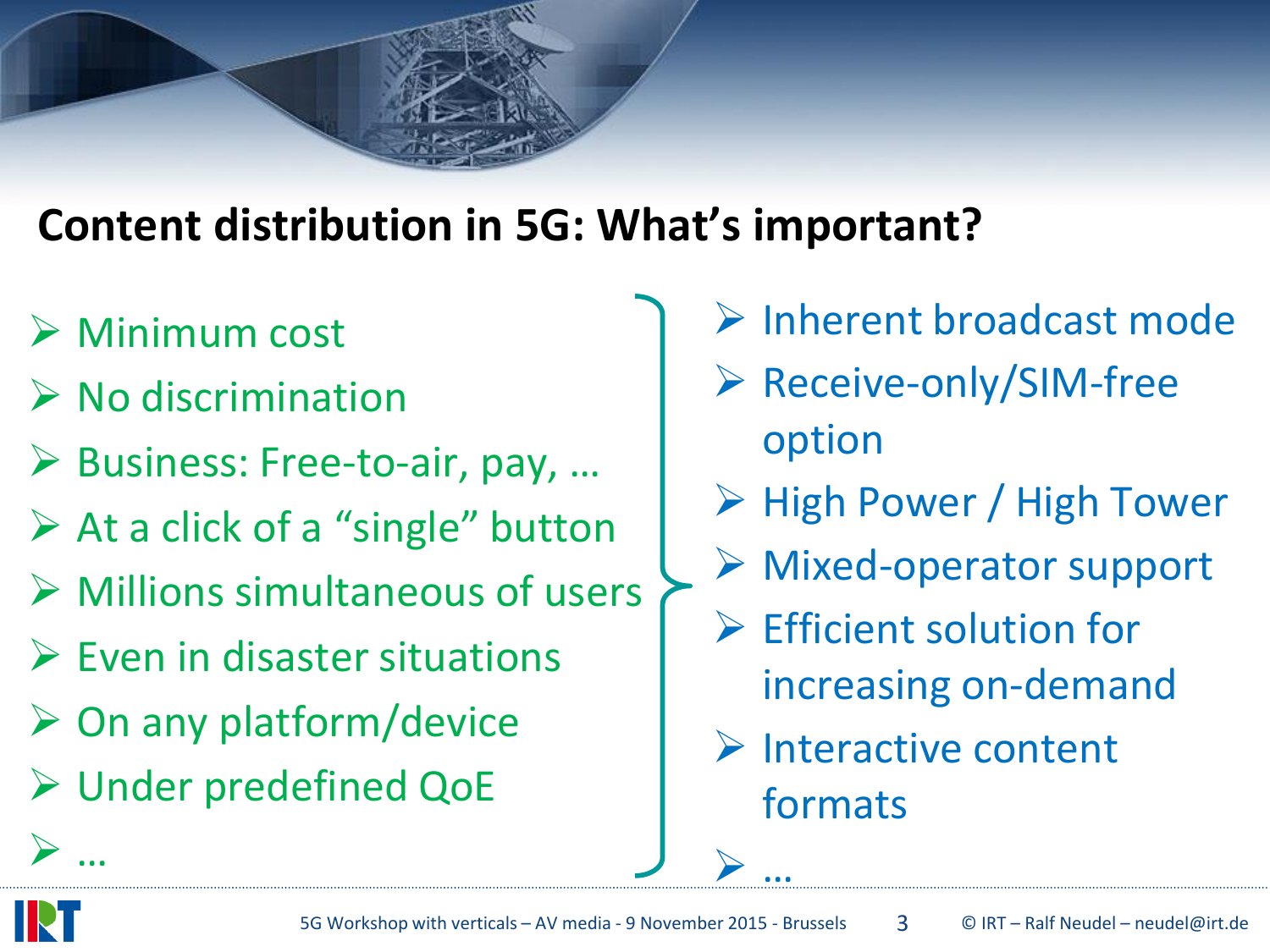# Content distribution in 5G: What's important?

- Minimum cost
- No discrimination
- Business: Free-to-air, pay, …
- At a click of a "single" button
- Millions simultaneous of users
- Even in disaster situations
- On any platform/device
- Under predefined QoE
- …

- Inherent broadcast mode
- Receive-only/SIM-free option
- High Power / High Tower
- Mixed-operator support
- Efficient solution for increasing on-demand
- Interactive content formats
- …